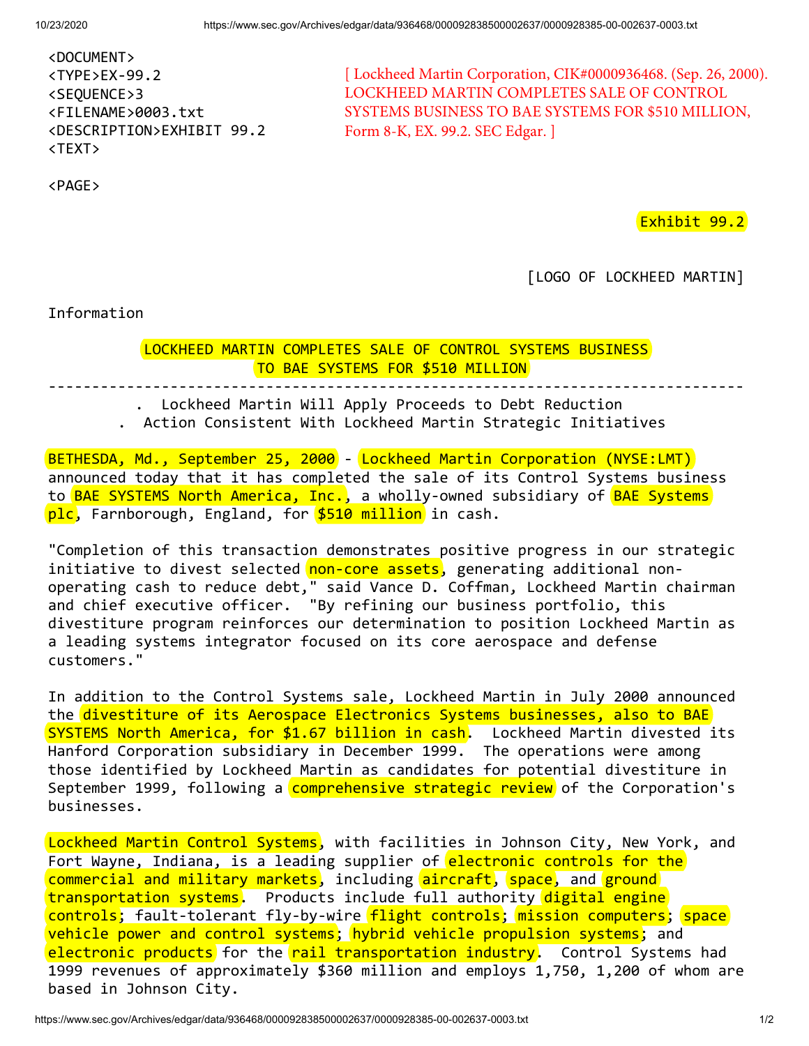<DOCUMENT>
<TYPE>EX-99.2
<SEQUENCE>3
<FILENAME>0003.txt
<DESCRIPTION>EXHIBIT 99.2
<TEXT>

[ Lockheed Martin Corporation, CIK#0000936468. (Sep. 26, 2000). LOCKHEED MARTIN COMPLETES SALE OF CONTROL SYSTEMS BUSINESS TO BAE SYSTEMS FOR $510 MILLION, Form 8-K, EX. 99.2. SEC Edgar. ]

<PAGE>

Exhibit 99.2

[LOGO OF LOCKHEED MARTIN]

Information

## LOCKHEED MARTIN COMPLETES SALE OF CONTROL SYSTEMS BUSINESS TO BAE SYSTEMS FOR $510 MILLION

---

- Lockheed Martin Will Apply Proceeds to Debt Reduction
- Action Consistent With Lockheed Martin Strategic Initiatives

BETHESDA, Md., September 25, 2000 - Lockheed Martin Corporation (NYSE:LMT) announced today that it has completed the sale of its Control Systems business to BAE SYSTEMS North America, Inc., a wholly-owned subsidiary of BAE Systems plc, Farnborough, England, for $510 million in cash.

"Completion of this transaction demonstrates positive progress in our strategic initiative to divest selected non-core assets, generating additional non-operating cash to reduce debt," said Vance D. Coffman, Lockheed Martin chairman and chief executive officer. "By refining our business portfolio, this divestiture program reinforces our determination to position Lockheed Martin as a leading systems integrator focused on its core aerospace and defense customers."

In addition to the Control Systems sale, Lockheed Martin in July 2000 announced the divestiture of its Aerospace Electronics Systems businesses, also to BAE SYSTEMS North America, for $1.67 billion in cash. Lockheed Martin divested its Hanford Corporation subsidiary in December 1999. The operations were among those identified by Lockheed Martin as candidates for potential divestiture in September 1999, following a comprehensive strategic review of the Corporation's businesses.

Lockheed Martin Control Systems, with facilities in Johnson City, New York, and Fort Wayne, Indiana, is a leading supplier of electronic controls for the commercial and military markets, including aircraft, space, and ground transportation systems. Products include full authority digital engine controls; fault-tolerant fly-by-wire flight controls; mission computers; space vehicle power and control systems; hybrid vehicle propulsion systems; and electronic products for the rail transportation industry. Control Systems had 1999 revenues of approximately $360 million and employs 1,750, 1,200 of whom are based in Johnson City.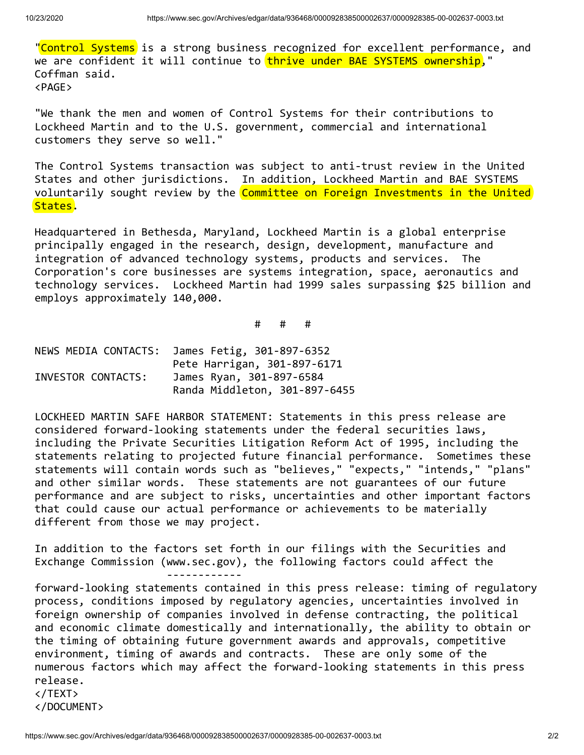"Control Systems is a strong business recognized for excellent performance, and we are confident it will continue to thrive under BAE SYSTEMS ownership," Coffman said.

"We thank the men and women of Control Systems for their contributions to Lockheed Martin and to the U.S. government, commercial and international customers they serve so well."

The Control Systems transaction was subject to anti-trust review in the United States and other jurisdictions. In addition, Lockheed Martin and BAE SYSTEMS voluntarily sought review by the Committee on Foreign Investments in the United States.

Headquartered in Bethesda, Maryland, Lockheed Martin is a global enterprise principally engaged in the research, design, development, manufacture and integration of advanced technology systems, products and services. The Corporation's core businesses are systems integration, space, aeronautics and technology services. Lockheed Martin had 1999 sales surpassing $25 billion and employs approximately 140,000.

# # #

| | |
|---|---|
| NEWS MEDIA CONTACTS: | James Fetig, 301-897-6352 |
| | Pete Harrigan, 301-897-6171 |
| INVESTOR CONTACTS: | James Ryan, 301-897-6584 |
| | Randa Middleton, 301-897-6455 |

LOCKHEED MARTIN SAFE HARBOR STATEMENT: Statements in this press release are considered forward-looking statements under the federal securities laws, including the Private Securities Litigation Reform Act of 1995, including the statements relating to projected future financial performance. Sometimes these statements will contain words such as "believes," "expects," "intends," "plans" and other similar words. These statements are not guarantees of our future performance and are subject to risks, uncertainties and other important factors that could cause our actual performance or achievements to be materially different from those we may project.

In addition to the factors set forth in our filings with the Securities and Exchange Commission (www.sec.gov), the following factors could affect the forward-looking statements contained in this press release: timing of regulatory process, conditions imposed by regulatory agencies, uncertainties involved in foreign ownership of companies involved in defense contracting, the political and economic climate domestically and internationally, the ability to obtain or the timing of obtaining future government awards and approvals, competitive environment, timing of awards and contracts. These are only some of the numerous factors which may affect the forward-looking statements in this press release.